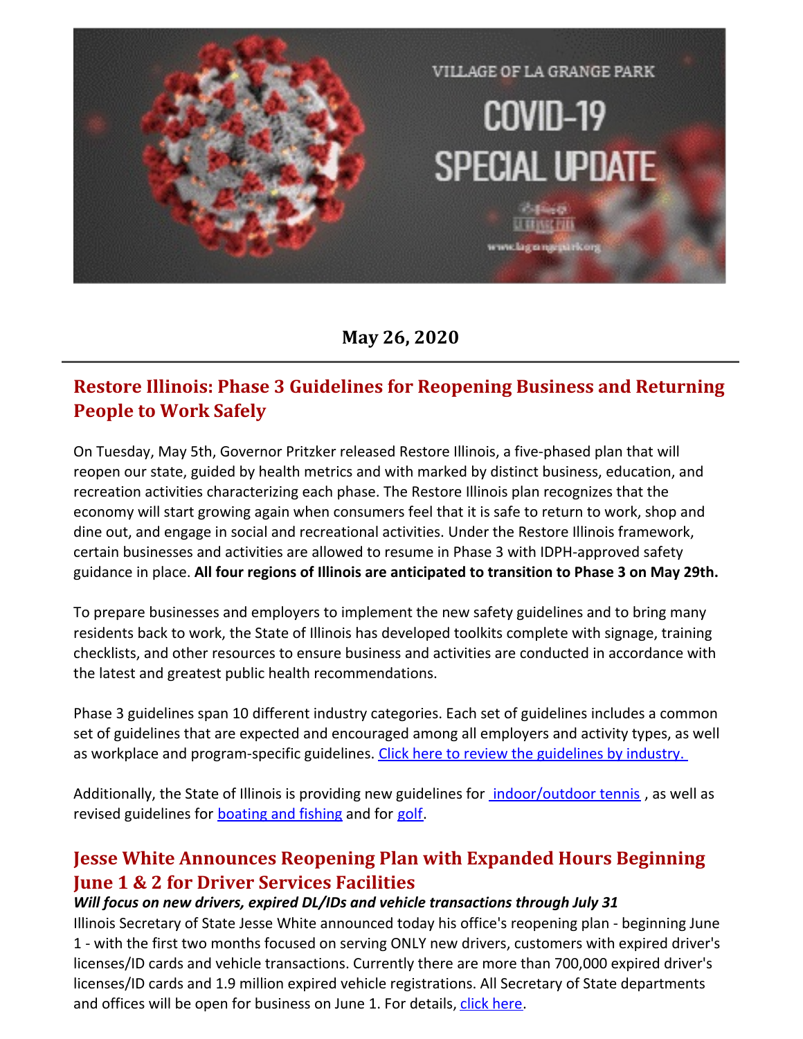**May 26, 2020**

---

## Restore Illinois: Phase 3 Guidelines for Reopening Business and Returning People to Work Safely

On Tuesday, May 5th, Governor Pritzker released Restore Illinois, a five-phased plan that will reopen our state, guided by health metrics and with marked by distinct business, education, and recreation activities characterizing each phase. The Restore Illinois plan recognizes that the economy will start growing again when consumers feel that it is safe to return to work, shop and dine out, and engage in social and recreational activities. Under the Restore Illinois framework, certain businesses and activities are allowed to resume in Phase 3 with IDPH-approved safety guidance in place. **All four regions of Illinois are anticipated to transition to Phase 3 on May 29th.**

To prepare businesses and employers to implement the new safety guidelines and to bring many residents back to work, the State of Illinois has developed toolkits complete with signage, training checklists, and other resources to ensure business and activities are conducted in accordance with the latest and greatest public health recommendations.

Phase 3 guidelines span 10 different industry categories. Each set of guidelines includes a common set of guidelines that are expected and encouraged among all employers and activity types, as well as workplace and program-specific guidelines. Click here to review the guidelines by industry.

Additionally, the State of Illinois is providing new guidelines for indoor/outdoor tennis, as well as revised guidelines for boating and fishing and for golf.

## Jesse White Announces Reopening Plan with Expanded Hours Beginning June 1 & 2 for Driver Services Facilities

***Will focus on new drivers, expired DL/IDs and vehicle transactions through July 31***

Illinois Secretary of State Jesse White announced today his office's reopening plan - beginning June 1 - with the first two months focused on serving ONLY new drivers, customers with expired driver's licenses/ID cards and vehicle transactions. Currently there are more than 700,000 expired driver's licenses/ID cards and 1.9 million expired vehicle registrations. All Secretary of State departments and offices will be open for business on June 1. For details, click here.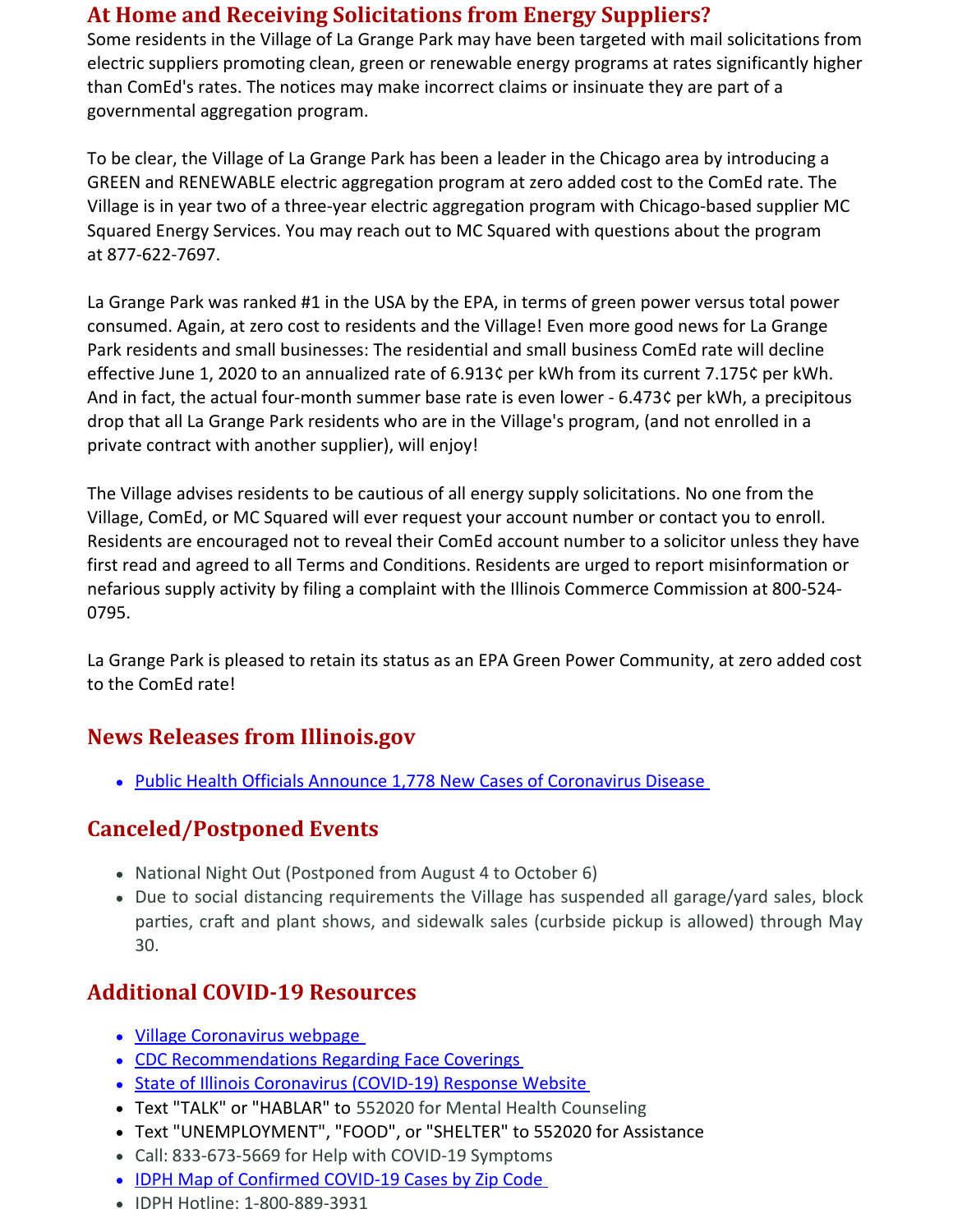## At Home and Receiving Solicitations from Energy Suppliers?

Some residents in the Village of La Grange Park may have been targeted with mail solicitations from electric suppliers promoting clean, green or renewable energy programs at rates significantly higher than ComEd's rates. The notices may make incorrect claims or insinuate they are part of a governmental aggregation program.

To be clear, the Village of La Grange Park has been a leader in the Chicago area by introducing a GREEN and RENEWABLE electric aggregation program at zero added cost to the ComEd rate. The Village is in year two of a three-year electric aggregation program with Chicago-based supplier MC Squared Energy Services. You may reach out to MC Squared with questions about the program at 877-622-7697.

La Grange Park was ranked #1 in the USA by the EPA, in terms of green power versus total power consumed. Again, at zero cost to residents and the Village! Even more good news for La Grange Park residents and small businesses: The residential and small business ComEd rate will decline effective June 1, 2020 to an annualized rate of 6.913¢ per kWh from its current 7.175¢ per kWh. And in fact, the actual four-month summer base rate is even lower - 6.473¢ per kWh, a precipitous drop that all La Grange Park residents who are in the Village's program, (and not enrolled in a private contract with another supplier), will enjoy!

The Village advises residents to be cautious of all energy supply solicitations. No one from the Village, ComEd, or MC Squared will ever request your account number or contact you to enroll. Residents are encouraged not to reveal their ComEd account number to a solicitor unless they have first read and agreed to all Terms and Conditions. Residents are urged to report misinformation or nefarious supply activity by filing a complaint with the Illinois Commerce Commission at 800-524-0795.

La Grange Park is pleased to retain its status as an EPA Green Power Community, at zero added cost to the ComEd rate!

## News Releases from Illinois.gov

- Public Health Officials Announce 1,778 New Cases of Coronavirus Disease

## Canceled/Postponed Events

- National Night Out (Postponed from August 4 to October 6)
- Due to social distancing requirements the Village has suspended all garage/yard sales, block parties, craft and plant shows, and sidewalk sales (curbside pickup is allowed) through May 30.

## Additional COVID-19 Resources

- Village Coronavirus webpage
- CDC Recommendations Regarding Face Coverings
- State of Illinois Coronavirus (COVID-19) Response Website
- Text "TALK" or "HABLAR" to 552020 for Mental Health Counseling
- Text "UNEMPLOYMENT", "FOOD", or "SHELTER" to 552020 for Assistance
- Call: 833-673-5669 for Help with COVID-19 Symptoms
- IDPH Map of Confirmed COVID-19 Cases by Zip Code
- IDPH Hotline: 1-800-889-3931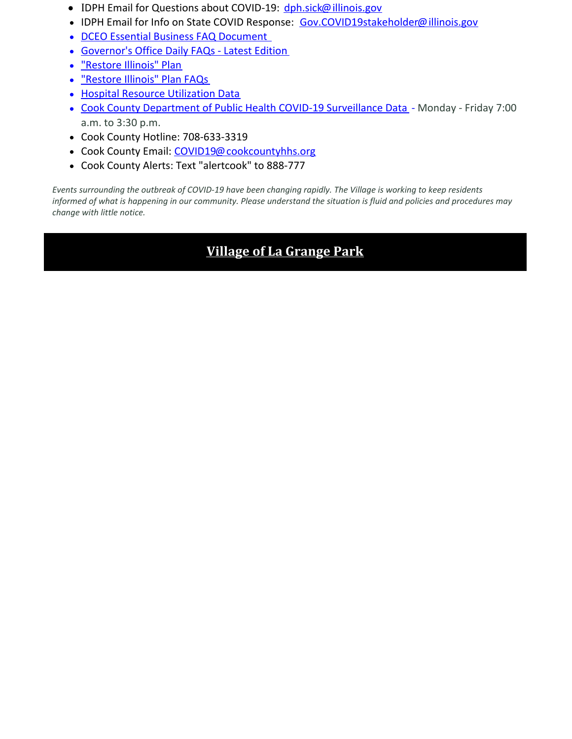- IDPH Email for Questions about COVID-19: dph.sick@illinois.gov
- IDPH Email for Info on State COVID Response: Gov.COVID19stakeholder@illinois.gov
- DCEO Essential Business FAQ Document
- Governor's Office Daily FAQs - Latest Edition
- "Restore Illinois" Plan
- "Restore Illinois" Plan FAQs
- Hospital Resource Utilization Data
- Cook County Department of Public Health COVID-19 Surveillance Data - Monday - Friday 7:00 a.m. to 3:30 p.m.
- Cook County Hotline: 708-633-3319
- Cook County Email: COVID19@cookcountyhhs.org
- Cook County Alerts: Text "alertcook" to 888-777

*Events surrounding the outbreak of COVID-19 have been changing rapidly. The Village is working to keep residents informed of what is happening in our community. Please understand the situation is fluid and policies and procedures may change with little notice.*

**Village of La Grange Park**